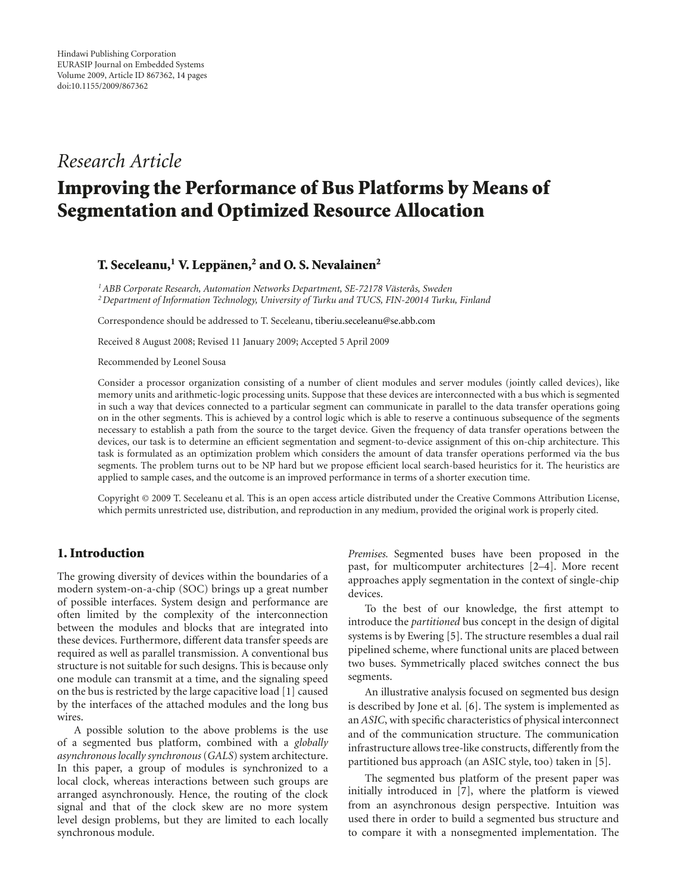Hindawi Publishing Corporation
EURASIP Journal on Embedded Systems
Volume 2009, Article ID 867362, 14 pages
doi:10.1155/2009/867362

*Research Article*

# Improving the Performance of Bus Platforms by Means of Segmentation and Optimized Resource Allocation

**T. Seceleanu,[1] V. Leppänen,[2] and O. S. Nevalainen[2]**

[1] *ABB Corporate Research, Automation Networks Department, SE-72178 Västerås, Sweden*
[2] *Department of Information Technology, University of Turku and TUCS, FIN-20014 Turku, Finland*

Correspondence should be addressed to T. Seceleanu, tiberiu.seceleanu@se.abb.com

Received 8 August 2008; Revised 11 January 2009; Accepted 5 April 2009

Recommended by Leonel Sousa

Consider a processor organization consisting of a number of client modules and server modules (jointly called devices), like memory units and arithmetic-logic processing units. Suppose that these devices are interconnected with a bus which is segmented in such a way that devices connected to a particular segment can communicate in parallel to the data transfer operations going on in the other segments. This is achieved by a control logic which is able to reserve a continuous subsequence of the segments necessary to establish a path from the source to the target device. Given the frequency of data transfer operations between the devices, our task is to determine an efficient segmentation and segment-to-device assignment of this on-chip architecture. This task is formulated as an optimization problem which considers the amount of data transfer operations performed via the bus segments. The problem turns out to be NP hard but we propose efficient local search-based heuristics for it. The heuristics are applied to sample cases, and the outcome is an improved performance in terms of a shorter execution time.

Copyright © 2009 T. Seceleanu et al. This is an open access article distributed under the Creative Commons Attribution License, which permits unrestricted use, distribution, and reproduction in any medium, provided the original work is properly cited.

## 1. Introduction

The growing diversity of devices within the boundaries of a modern system-on-a-chip (SOC) brings up a great number of possible interfaces. System design and performance are often limited by the complexity of the interconnection between the modules and blocks that are integrated into these devices. Furthermore, different data transfer speeds are required as well as parallel transmission. A conventional bus structure is not suitable for such designs. This is because only one module can transmit at a time, and the signaling speed on the bus is restricted by the large capacitive load [1] caused by the interfaces of the attached modules and the long bus wires.

A possible solution to the above problems is the use of a segmented bus platform, combined with a *globally asynchronous locally synchronous* (*GALS*) system architecture. In this paper, a group of modules is synchronized to a local clock, whereas interactions between such groups are arranged asynchronously. Hence, the routing of the clock signal and that of the clock skew are no more system level design problems, but they are limited to each locally synchronous module.

*Premises.* Segmented buses have been proposed in the past, for multicomputer architectures [2–4]. More recent approaches apply segmentation in the context of single-chip devices.

To the best of our knowledge, the first attempt to introduce the *partitioned* bus concept in the design of digital systems is by Ewering [5]. The structure resembles a dual rail pipelined scheme, where functional units are placed between two buses. Symmetrically placed switches connect the bus segments.

An illustrative analysis focused on segmented bus design is described by Jone et al. [6]. The system is implemented as an *ASIC*, with specific characteristics of physical interconnect and of the communication structure. The communication infrastructure allows tree-like constructs, differently from the partitioned bus approach (an ASIC style, too) taken in [5].

The segmented bus platform of the present paper was initially introduced in [7], where the platform is viewed from an asynchronous design perspective. Intuition was used there in order to build a segmented bus structure and to compare it with a nonsegmented implementation. The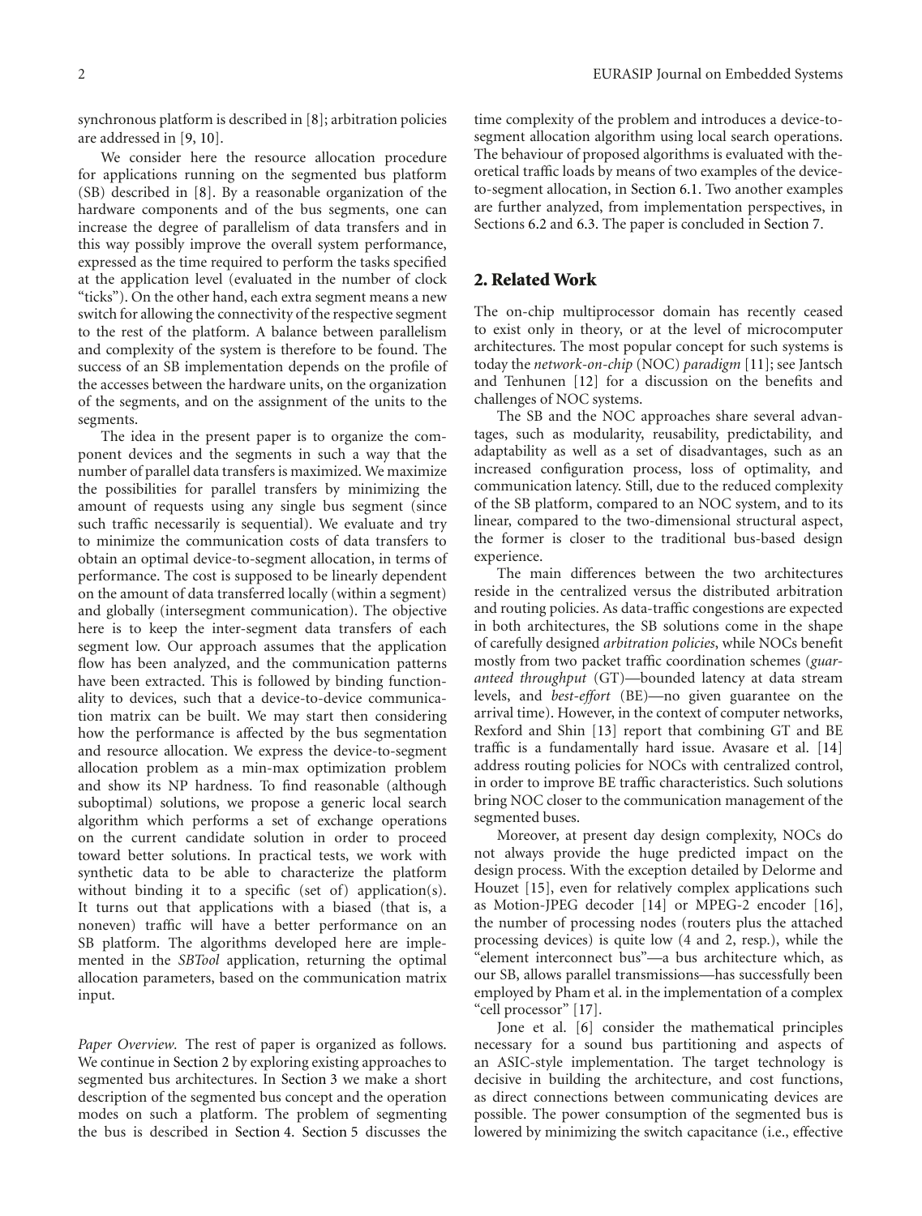synchronous platform is described in [8]; arbitration policies are addressed in [9, 10].

We consider here the resource allocation procedure for applications running on the segmented bus platform (SB) described in [8]. By a reasonable organization of the hardware components and of the bus segments, one can increase the degree of parallelism of data transfers and in this way possibly improve the overall system performance, expressed as the time required to perform the tasks specified at the application level (evaluated in the number of clock "ticks"). On the other hand, each extra segment means a new switch for allowing the connectivity of the respective segment to the rest of the platform. A balance between parallelism and complexity of the system is therefore to be found. The success of an SB implementation depends on the profile of the accesses between the hardware units, on the organization of the segments, and on the assignment of the units to the segments.

The idea in the present paper is to organize the component devices and the segments in such a way that the number of parallel data transfers is maximized. We maximize the possibilities for parallel transfers by minimizing the amount of requests using any single bus segment (since such traffic necessarily is sequential). We evaluate and try to minimize the communication costs of data transfers to obtain an optimal device-to-segment allocation, in terms of performance. The cost is supposed to be linearly dependent on the amount of data transferred locally (within a segment) and globally (intersegment communication). The objective here is to keep the inter-segment data transfers of each segment low. Our approach assumes that the application flow has been analyzed, and the communication patterns have been extracted. This is followed by binding functionality to devices, such that a device-to-device communication matrix can be built. We may start then considering how the performance is affected by the bus segmentation and resource allocation. We express the device-to-segment allocation problem as a min-max optimization problem and show its NP hardness. To find reasonable (although suboptimal) solutions, we propose a generic local search algorithm which performs a set of exchange operations on the current candidate solution in order to proceed toward better solutions. In practical tests, we work with synthetic data to be able to characterize the platform without binding it to a specific (set of) application(s). It turns out that applications with a biased (that is, a noneven) traffic will have a better performance on an SB platform. The algorithms developed here are implemented in the *SBTool* application, returning the optimal allocation parameters, based on the communication matrix input.

*Paper Overview.* The rest of paper is organized as follows. We continue in Section 2 by exploring existing approaches to segmented bus architectures. In Section 3 we make a short description of the segmented bus concept and the operation modes on such a platform. The problem of segmenting the bus is described in Section 4. Section 5 discusses the time complexity of the problem and introduces a device-to-segment allocation algorithm using local search operations. The behaviour of proposed algorithms is evaluated with theoretical traffic loads by means of two examples of the device-to-segment allocation, in Section 6.1. Two another examples are further analyzed, from implementation perspectives, in Sections 6.2 and 6.3. The paper is concluded in Section 7.

## 2. Related Work

The on-chip multiprocessor domain has recently ceased to exist only in theory, or at the level of microcomputer architectures. The most popular concept for such systems is today the *network-on-chip* (NOC) *paradigm* [11]; see Jantsch and Tenhunen [12] for a discussion on the benefits and challenges of NOC systems.

The SB and the NOC approaches share several advantages, such as modularity, reusability, predictability, and adaptability as well as a set of disadvantages, such as an increased configuration process, loss of optimality, and communication latency. Still, due to the reduced complexity of the SB platform, compared to an NOC system, and to its linear, compared to the two-dimensional structural aspect, the former is closer to the traditional bus-based design experience.

The main differences between the two architectures reside in the centralized versus the distributed arbitration and routing policies. As data-traffic congestions are expected in both architectures, the SB solutions come in the shape of carefully designed *arbitration policies*, while NOCs benefit mostly from two packet traffic coordination schemes (*guaranteed throughput* (GT)—bounded latency at data stream levels, and *best-effort* (BE)—no given guarantee on the arrival time). However, in the context of computer networks, Rexford and Shin [13] report that combining GT and BE traffic is a fundamentally hard issue. Avasare et al. [14] address routing policies for NOCs with centralized control, in order to improve BE traffic characteristics. Such solutions bring NOC closer to the communication management of the segmented buses.

Moreover, at present day design complexity, NOCs do not always provide the huge predicted impact on the design process. With the exception detailed by Delorme and Houzet [15], even for relatively complex applications such as Motion-JPEG decoder [14] or MPEG-2 encoder [16], the number of processing nodes (routers plus the attached processing devices) is quite low (4 and 2, resp.), while the "element interconnect bus"—a bus architecture which, as our SB, allows parallel transmissions—has successfully been employed by Pham et al. in the implementation of a complex "cell processor" [17].

Jone et al. [6] consider the mathematical principles necessary for a sound bus partitioning and aspects of an ASIC-style implementation. The target technology is decisive in building the architecture, and cost functions, as direct connections between communicating devices are possible. The power consumption of the segmented bus is lowered by minimizing the switch capacitance (i.e., effective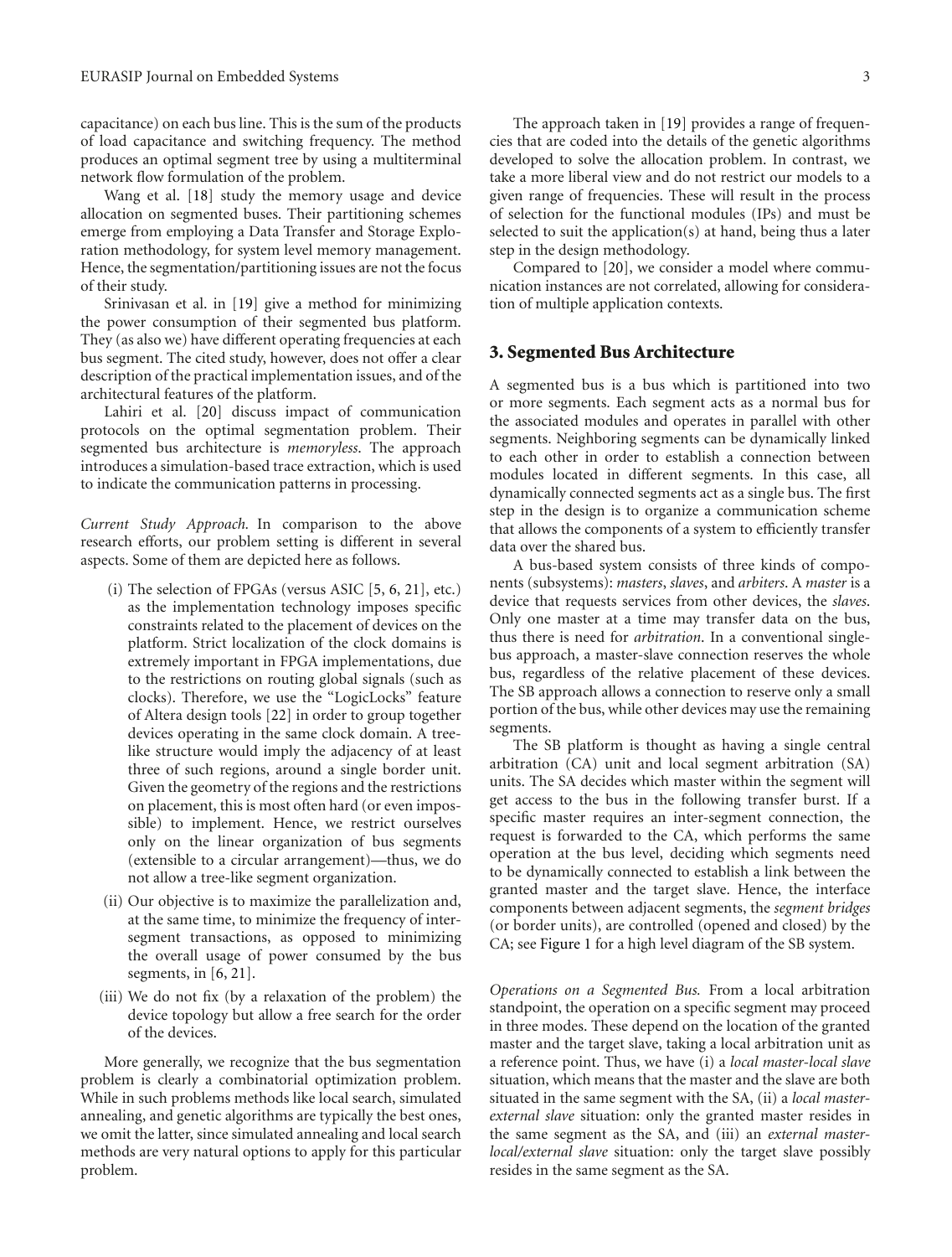capacitance) on each bus line. This is the sum of the products of load capacitance and switching frequency. The method produces an optimal segment tree by using a multiterminal network flow formulation of the problem.

Wang et al. [18] study the memory usage and device allocation on segmented buses. Their partitioning schemes emerge from employing a Data Transfer and Storage Exploration methodology, for system level memory management. Hence, the segmentation/partitioning issues are not the focus of their study.

Srinivasan et al. in [19] give a method for minimizing the power consumption of their segmented bus platform. They (as also we) have different operating frequencies at each bus segment. The cited study, however, does not offer a clear description of the practical implementation issues, and of the architectural features of the platform.

Lahiri et al. [20] discuss impact of communication protocols on the optimal segmentation problem. Their segmented bus architecture is *memoryless*. The approach introduces a simulation-based trace extraction, which is used to indicate the communication patterns in processing.

*Current Study Approach.* In comparison to the above research efforts, our problem setting is different in several aspects. Some of them are depicted here as follows.

(i) The selection of FPGAs (versus ASIC [5, 6, 21], etc.) as the implementation technology imposes specific constraints related to the placement of devices on the platform. Strict localization of the clock domains is extremely important in FPGA implementations, due to the restrictions on routing global signals (such as clocks). Therefore, we use the "LogicLocks" feature of Altera design tools [22] in order to group together devices operating in the same clock domain. A tree-like structure would imply the adjacency of at least three of such regions, around a single border unit. Given the geometry of the regions and the restrictions on placement, this is most often hard (or even impossible) to implement. Hence, we restrict ourselves only on the linear organization of bus segments (extensible to a circular arrangement)—thus, we do not allow a tree-like segment organization.

(ii) Our objective is to maximize the parallelization and, at the same time, to minimize the frequency of inter-segment transactions, as opposed to minimizing the overall usage of power consumed by the bus segments, in [6, 21].

(iii) We do not fix (by a relaxation of the problem) the device topology but allow a free search for the order of the devices.

More generally, we recognize that the bus segmentation problem is clearly a combinatorial optimization problem. While in such problems methods like local search, simulated annealing, and genetic algorithms are typically the best ones, we omit the latter, since simulated annealing and local search methods are very natural options to apply for this particular problem.

The approach taken in [19] provides a range of frequencies that are coded into the details of the genetic algorithms developed to solve the allocation problem. In contrast, we take a more liberal view and do not restrict our models to a given range of frequencies. These will result in the process of selection for the functional modules (IPs) and must be selected to suit the application(s) at hand, being thus a later step in the design methodology.

Compared to [20], we consider a model where communication instances are not correlated, allowing for consideration of multiple application contexts.

## 3. Segmented Bus Architecture

A segmented bus is a bus which is partitioned into two or more segments. Each segment acts as a normal bus for the associated modules and operates in parallel with other segments. Neighboring segments can be dynamically linked to each other in order to establish a connection between modules located in different segments. In this case, all dynamically connected segments act as a single bus. The first step in the design is to organize a communication scheme that allows the components of a system to efficiently transfer data over the shared bus.

A bus-based system consists of three kinds of components (subsystems): *masters*, *slaves*, and *arbiters*. A *master* is a device that requests services from other devices, the *slaves*. Only one master at a time may transfer data on the bus, thus there is need for *arbitration*. In a conventional single-bus approach, a master-slave connection reserves the whole bus, regardless of the relative placement of these devices. The SB approach allows a connection to reserve only a small portion of the bus, while other devices may use the remaining segments.

The SB platform is thought as having a single central arbitration (CA) unit and local segment arbitration (SA) units. The SA decides which master within the segment will get access to the bus in the following transfer burst. If a specific master requires an inter-segment connection, the request is forwarded to the CA, which performs the same operation at the bus level, deciding which segments need to be dynamically connected to establish a link between the granted master and the target slave. Hence, the interface components between adjacent segments, the *segment bridges* (or border units), are controlled (opened and closed) by the CA; see Figure 1 for a high level diagram of the SB system.

*Operations on a Segmented Bus.* From a local arbitration standpoint, the operation on a specific segment may proceed in three modes. These depend on the location of the granted master and the target slave, taking a local arbitration unit as a reference point. Thus, we have (i) a *local master-local slave* situation, which means that the master and the slave are both situated in the same segment with the SA, (ii) a *local master-external slave* situation: only the granted master resides in the same segment as the SA, and (iii) an *external master-local/external slave* situation: only the target slave possibly resides in the same segment as the SA.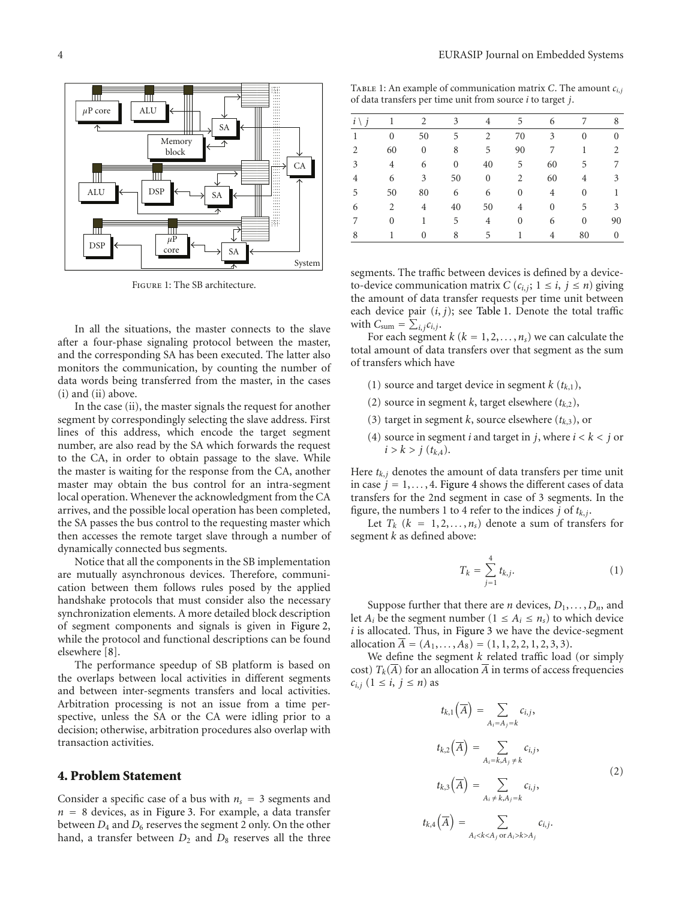Figure 1: The SB architecture.

In all the situations, the master connects to the slave after a four-phase signaling protocol between the master, and the corresponding SA has been executed. The latter also monitors the communication, by counting the number of data words being transferred from the master, in the cases (i) and (ii) above.

In the case (ii), the master signals the request for another segment by correspondingly selecting the slave address. First lines of this address, which encode the target segment number, are also read by the SA which forwards the request to the CA, in order to obtain passage to the slave. While the master is waiting for the response from the CA, another master may obtain the bus control for an intra-segment local operation. Whenever the acknowledgment from the CA arrives, and the possible local operation has been completed, the SA passes the bus control to the requesting master which then accesses the remote target slave through a number of dynamically connected bus segments.

Notice that all the components in the SB implementation are mutually asynchronous devices. Therefore, communication between them follows rules posed by the applied handshake protocols that must consider also the necessary synchronization elements. A more detailed block description of segment components and signals is given in Figure 2, while the protocol and functional descriptions can be found elsewhere [8].

The performance speedup of SB platform is based on the overlaps between local activities in different segments and between inter-segments transfers and local activities. Arbitration processing is not an issue from a time perspective, unless the SA or the CA were idling prior to a decision; otherwise, arbitration procedures also overlap with transaction activities.

## 4. Problem Statement

Consider a specific case of a bus with $n_s = 3$ segments and $n = 8$ devices, as in Figure 3. For example, a data transfer between $D_4$ and $D_6$ reserves the segment 2 only. On the other hand, a transfer between $D_2$ and $D_8$ reserves all the three segments. The traffic between devices is defined by a device-to-device communication matrix $C$ ($c_{i,j}$; $1 \le i, j \le n$) giving the amount of data transfer requests per time unit between each device pair $(i, j)$; see Table 1. Denote the total traffic with $C_{\text{sum}} = \sum_{i,j} c_{i,j}$.

Table 1: An example of communication matrix $C$. The amount $c_{i,j}$ of data transfers per time unit from source $i$ to target $j$.

| $i \setminus j$ | 1 | 2 | 3 | 4 | 5 | 6 | 7 | 8 |
|---|---|---|---|---|---|---|---|---|
| 1 | 0 | 50 | 5 | 2 | 70 | 3 | 0 | 0 |
| 2 | 60 | 0 | 8 | 5 | 90 | 7 | 1 | 2 |
| 3 | 4 | 6 | 0 | 40 | 5 | 60 | 5 | 7 |
| 4 | 6 | 3 | 50 | 0 | 2 | 60 | 4 | 3 |
| 5 | 50 | 80 | 6 | 6 | 0 | 4 | 0 | 1 |
| 6 | 2 | 4 | 40 | 50 | 4 | 0 | 5 | 3 |
| 7 | 0 | 1 | 5 | 4 | 0 | 6 | 0 | 90 |
| 8 | 1 | 0 | 8 | 5 | 1 | 4 | 80 | 0 |

For each segment $k$ ($k = 1, 2, \ldots, n_s$) we can calculate the total amount of data transfers over that segment as the sum of transfers which have

(1) source and target device in segment $k$ ($t_{k,1}$),

(2) source in segment $k$, target elsewhere ($t_{k,2}$),

(3) target in segment $k$, source elsewhere ($t_{k,3}$), or

(4) source in segment $i$ and target in $j$, where $i < k < j$ or $i > k > j$ ($t_{k,4}$).

Here $t_{k,j}$ denotes the amount of data transfers per time unit in case $j = 1, \ldots, 4$. Figure 4 shows the different cases of data transfers for the 2nd segment in case of 3 segments. In the figure, the numbers 1 to 4 refer to the indices $j$ of $t_{k,j}$.

Let $T_k$ ($k = 1, 2, \ldots, n_s$) denote a sum of transfers for segment $k$ as defined above:

$$T_k = \sum_{j=1}^{4} t_{k,j}. \tag{1}$$

Suppose further that there are $n$ devices, $D_1, \ldots, D_n$, and let $A_i$ be the segment number ($1 \le A_i \le n_s$) to which device $i$ is allocated. Thus, in Figure 3 we have the device-segment allocation $\overline{A} = (A_1, \ldots, A_8) = (1, 1, 2, 2, 1, 2, 3, 3)$.

We define the segment $k$ related traffic load (or simply cost) $T_k(\overline{A})$ for an allocation $\overline{A}$ in terms of access frequencies $c_{i,j}$ ($1 \le i, j \le n$) as

$$\begin{aligned}
t_{k,1}\left(\overline{A}\right) &= \sum_{A_i = A_j = k} c_{i,j}, \\
t_{k,2}\left(\overline{A}\right) &= \sum_{A_i = k, A_j \neq k} c_{i,j}, \\
t_{k,3}\left(\overline{A}\right) &= \sum_{A_i \neq k, A_j = k} c_{i,j}, \\
t_{k,4}\left(\overline{A}\right) &= \sum_{A_i < k < A_j \text{ or } A_i > k > A_j} c_{i,j}.
\end{aligned} \tag{2}$$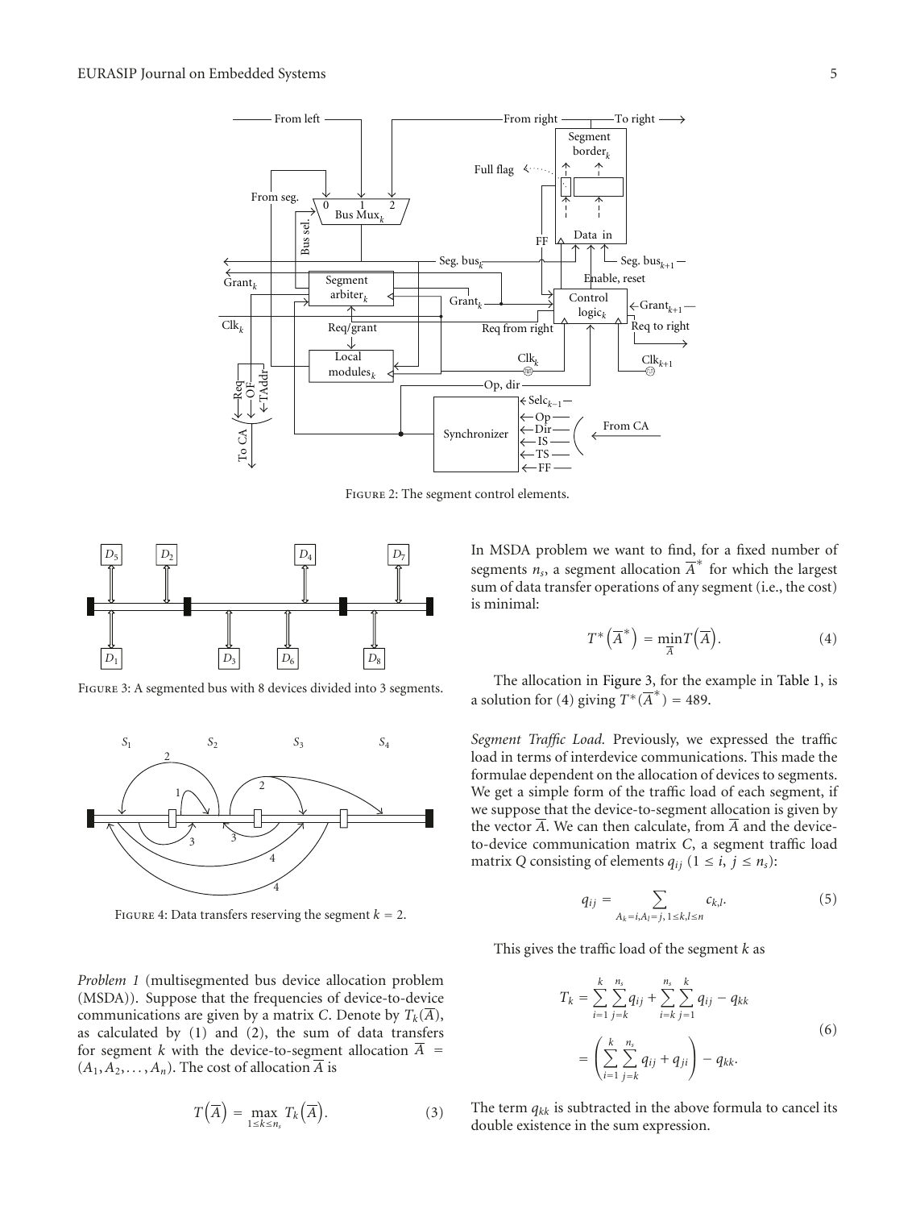Figure 2: The segment control elements.

Figure 3: A segmented bus with 8 devices divided into 3 segments.

Figure 4: Data transfers reserving the segment $k = 2$.

*Problem 1* (multisegmented bus device allocation problem (MSDA)). Suppose that the frequencies of device-to-device communications are given by a matrix $C$. Denote by $T_k(\overline{A})$, as calculated by (1) and (2), the sum of data transfers for segment $k$ with the device-to-segment allocation $\overline{A} = (A_1, A_2, \ldots, A_n)$. The cost of allocation $\overline{A}$ is

$$T\left(\overline{A}\right) = \max_{1 \leq k \leq n_s} T_k\left(\overline{A}\right). \tag{3}$$

In MSDA problem we want to find, for a fixed number of segments $n_s$, a segment allocation $\overline{A}^*$ for which the largest sum of data transfer operations of any segment (i.e., the cost) is minimal:

$$T^*\left(\overline{A}^*\right) = \min_{\overline{A}} T\left(\overline{A}\right). \tag{4}$$

The allocation in Figure 3, for the example in Table 1, is a solution for (4) giving $T^*(\overline{A}^*) = 489$.

*Segment Traffic Load.* Previously, we expressed the traffic load in terms of interdevice communications. This made the formulae dependent on the allocation of devices to segments. We get a simple form of the traffic load of each segment, if we suppose that the device-to-segment allocation is given by the vector $\overline{A}$. We can then calculate, from $\overline{A}$ and the device-to-device communication matrix $C$, a segment traffic load matrix $Q$ consisting of elements $q_{ij}$ ($1 \leq i, j \leq n_s$):

$$q_{ij} = \sum_{A_k = i, A_l = j, 1 \leq k, l \leq n} c_{k,l}. \tag{5}$$

This gives the traffic load of the segment $k$ as

$$\begin{aligned} T_k &= \sum_{i=1}^{k} \sum_{j=k}^{n_s} q_{ij} + \sum_{i=k}^{n_s} \sum_{j=1}^{k} q_{ij} - q_{kk} \\ &= \left( \sum_{i=1}^{k} \sum_{j=k}^{n_s} q_{ij} + q_{ji} \right) - q_{kk}. \end{aligned} \tag{6}$$

The term $q_{kk}$ is subtracted in the above formula to cancel its double existence in the sum expression.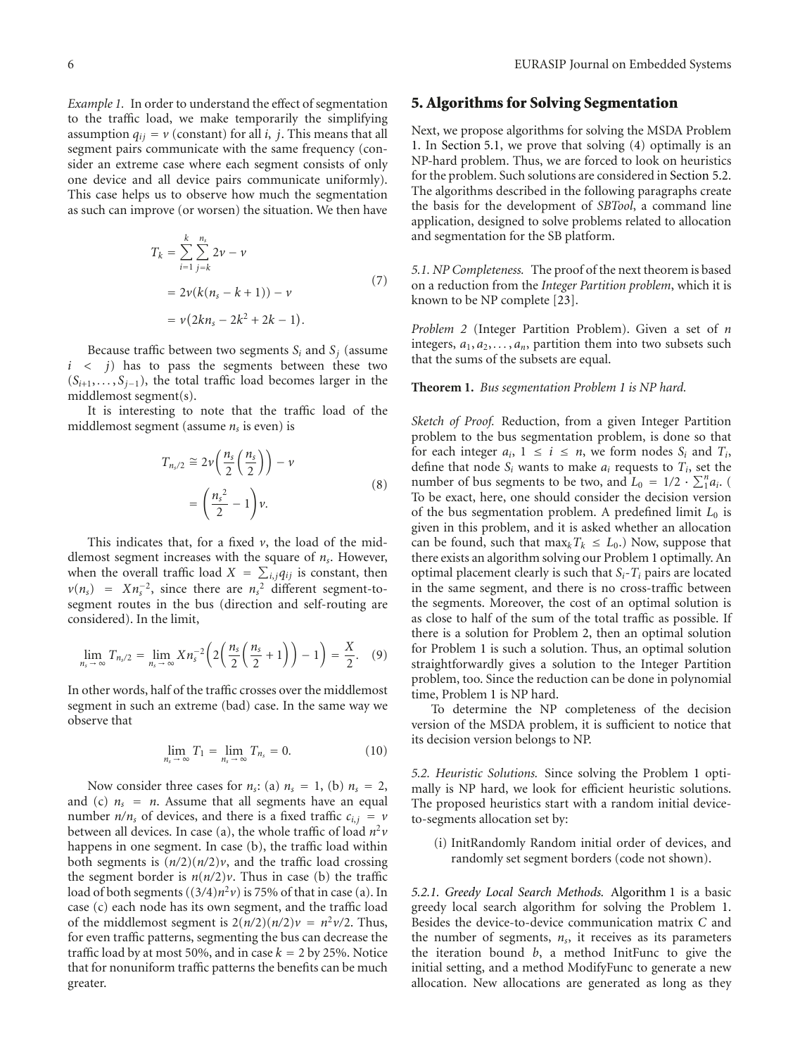*Example 1.* In order to understand the effect of segmentation to the traffic load, we make temporarily the simplifying assumption $q_{ij} = v$ (constant) for all $i$, $j$. This means that all segment pairs communicate with the same frequency (consider an extreme case where each segment consists of only one device and all device pairs communicate uniformly). This case helps us to observe how much the segmentation as such can improve (or worsen) the situation. We then have

$$T_k = \sum_{i=1}^{k} \sum_{j=k}^{n_s} 2v - v$$
$$= 2v(k(n_s - k + 1)) - v \tag{7}$$
$$= v(2kn_s - 2k^2 + 2k - 1).$$

Because traffic between two segments $S_i$ and $S_j$ (assume $i < j$) has to pass the segments between these two $(S_{i+1}, \ldots, S_{j-1})$, the total traffic load becomes larger in the middlemost segment(s).

It is interesting to note that the traffic load of the middlemost segment (assume $n_s$ is even) is

$$T_{n_s/2} \cong 2v\left(\frac{n_s}{2}\left(\frac{n_s}{2}\right)\right) - v$$
$$= \left(\frac{{n_s}^2}{2} - 1\right)v. \tag{8}$$

This indicates that, for a fixed $v$, the load of the middlemost segment increases with the square of $n_s$. However, when the overall traffic load $X = \sum_{i,j} q_{ij}$ is constant, then $v(n_s) = Xn_s^{-2}$, since there are ${n_s}^2$ different segment-to-segment routes in the bus (direction and self-routing are considered). In the limit,

$$\lim_{n_s \to \infty} T_{n_s/2} = \lim_{n_s \to \infty} Xn_s^{-2}\left(2\left(\frac{n_s}{2}\left(\frac{n_s}{2} + 1\right)\right) - 1\right) = \frac{X}{2}. \tag{9}$$

In other words, half of the traffic crosses over the middlemost segment in such an extreme (bad) case. In the same way we observe that

$$\lim_{n_s \to \infty} T_1 = \lim_{n_s \to \infty} T_{n_s} = 0. \tag{10}$$

Now consider three cases for $n_s$: (a) $n_s = 1$, (b) $n_s = 2$, and (c) $n_s = n$. Assume that all segments have an equal number $n/n_s$ of devices, and there is a fixed traffic $c_{i,j} = v$ between all devices. In case (a), the whole traffic of load $n^2 v$ happens in one segment. In case (b), the traffic load within both segments is $(n/2)(n/2)v$, and the traffic load crossing the segment border is $n(n/2)v$. Thus in case (b) the traffic load of both segments ($(3/4)n^2 v$) is 75% of that in case (a). In case (c) each node has its own segment, and the traffic load of the middlemost segment is $2(n/2)(n/2)v = n^2 v/2$. Thus, for even traffic patterns, segmenting the bus can decrease the traffic load by at most 50%, and in case $k = 2$ by 25%. Notice that for nonuniform traffic patterns the benefits can be much greater.

## 5. Algorithms for Solving Segmentation

Next, we propose algorithms for solving the MSDA Problem 1. In Section 5.1, we prove that solving (4) optimally is an NP-hard problem. Thus, we are forced to look on heuristics for the problem. Such solutions are considered in Section 5.2. The algorithms described in the following paragraphs create the basis for the development of *SBTool*, a command line application, designed to solve problems related to allocation and segmentation for the SB platform.

*5.1. NP Completeness.* The proof of the next theorem is based on a reduction from the *Integer Partition problem*, which it is known to be NP complete [23].

*Problem 2* (Integer Partition Problem). Given a set of $n$ integers, $a_1, a_2, \ldots, a_n$, partition them into two subsets such that the sums of the subsets are equal.

**Theorem 1.** *Bus segmentation Problem 1 is NP hard.*

*Sketch of Proof.* Reduction, from a given Integer Partition problem to the bus segmentation problem, is done so that for each integer $a_i$, $1 \leq i \leq n$, we form nodes $S_i$ and $T_i$, define that node $S_i$ wants to make $a_i$ requests to $T_i$, set the number of bus segments to be two, and $L_0 = 1/2 \cdot \sum_1^n a_i$. ( To be exact, here, one should consider the decision version of the bus segmentation problem. A predefined limit $L_0$ is given in this problem, and it is asked whether an allocation can be found, such that $\max_k T_k \leq L_0$.) Now, suppose that there exists an algorithm solving our Problem 1 optimally. An optimal placement clearly is such that $S_i$-$T_i$ pairs are located in the same segment, and there is no cross-traffic between the segments. Moreover, the cost of an optimal solution is as close to half of the sum of the total traffic as possible. If there is a solution for Problem 2, then an optimal solution for Problem 1 is such a solution. Thus, an optimal solution straightforwardly gives a solution to the Integer Partition problem, too. Since the reduction can be done in polynomial time, Problem 1 is NP hard.

To determine the NP completeness of the decision version of the MSDA problem, it is sufficient to notice that its decision version belongs to NP.

*5.2. Heuristic Solutions.* Since solving the Problem 1 optimally is NP hard, we look for efficient heuristic solutions. The proposed heuristics start with a random initial device-to-segments allocation set by:

(i) InitRandomly Random initial order of devices, and randomly set segment borders (code not shown).

*5.2.1. Greedy Local Search Methods.* Algorithm 1 is a basic greedy local search algorithm for solving the Problem 1. Besides the device-to-device communication matrix $C$ and the number of segments, $n_s$, it receives as its parameters the iteration bound $b$, a method InitFunc to give the initial setting, and a method ModifyFunc to generate a new allocation. New allocations are generated as long as they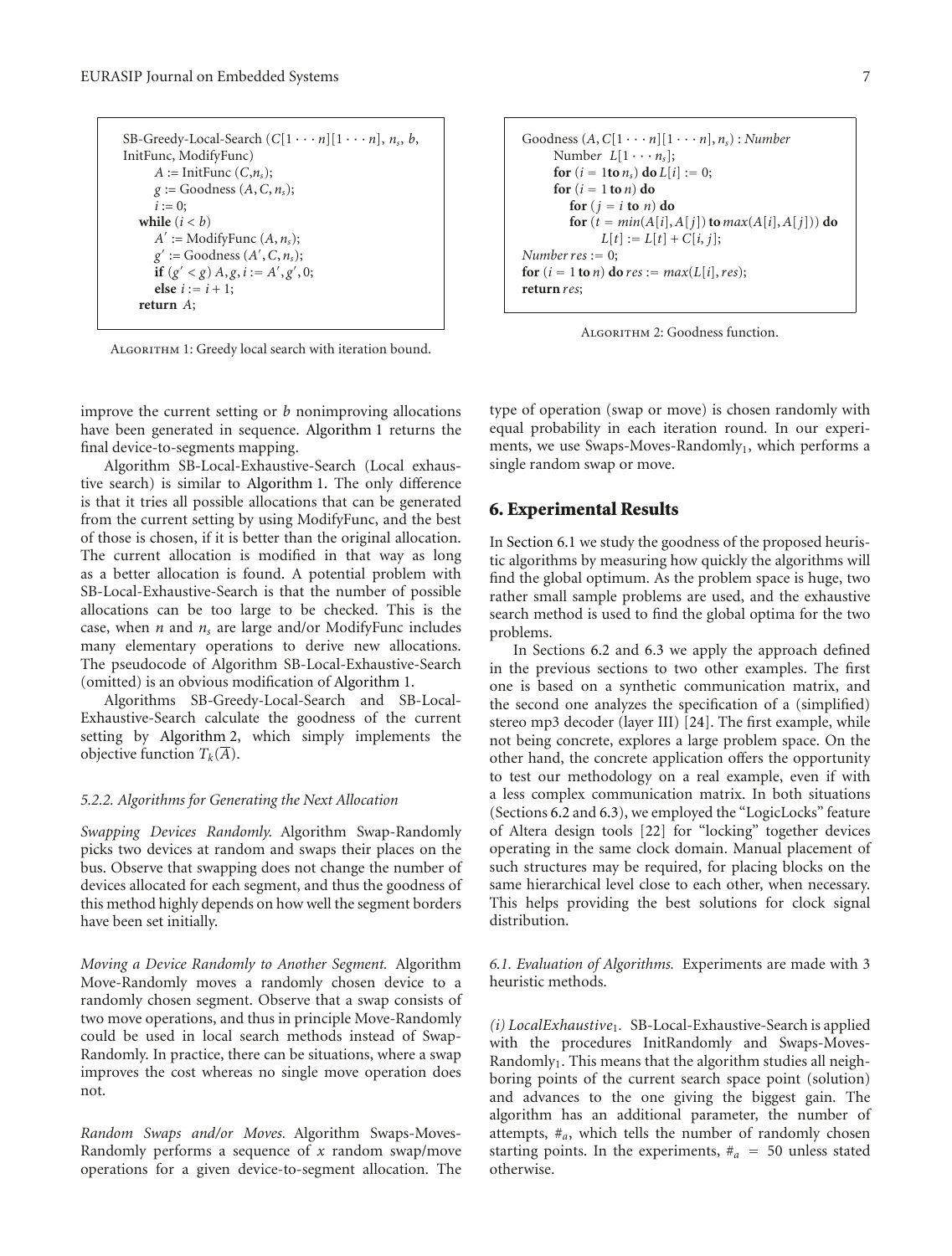```
SB-Greedy-Local-Search (C[1···n][1···n], n_s, b,
InitFunc, ModifyFunc)
    A := InitFunc (C,n_s);
    g := Goodness (A, C, n_s);
    i := 0;
  while (i < b)
    A' := ModifyFunc (A, n_s);
    g' := Goodness (A', C, n_s);
    if (g' < g) A, g, i := A', g', 0;
    else i := i + 1;
  return A;
```

Algorithm 1: Greedy local search with iteration bound.

```
Goodness (A, C[1···n][1···n], n_s) : Number
    Number L[1···n_s];
    for (i = 1to n_s) do L[i] := 0;
    for (i = 1 to n) do
      for (j = i to n) do
      for (t = min(A[i], A[j]) to max(A[i], A[j])) do
          L[t] := L[t] + C[i, j];
Number res := 0;
for (i = 1 to n) do res := max(L[i], res);
return res;
```

Algorithm 2: Goodness function.

improve the current setting or $b$ nonimproving allocations have been generated in sequence. Algorithm 1 returns the final device-to-segments mapping.

Algorithm SB-Local-Exhaustive-Search (Local exhaustive search) is similar to Algorithm 1. The only difference is that it tries all possible allocations that can be generated from the current setting by using ModifyFunc, and the best of those is chosen, if it is better than the original allocation. The current allocation is modified in that way as long as a better allocation is found. A potential problem with SB-Local-Exhaustive-Search is that the number of possible allocations can be too large to be checked. This is the case, when $n$ and $n_s$ are large and/or ModifyFunc includes many elementary operations to derive new allocations. The pseudocode of Algorithm SB-Local-Exhaustive-Search (omitted) is an obvious modification of Algorithm 1.

Algorithms SB-Greedy-Local-Search and SB-Local-Exhaustive-Search calculate the goodness of the current setting by Algorithm 2, which simply implements the objective function $T_k(\overline{A})$.

#### 5.2.2. Algorithms for Generating the Next Allocation

*Swapping Devices Randomly.* Algorithm Swap-Randomly picks two devices at random and swaps their places on the bus. Observe that swapping does not change the number of devices allocated for each segment, and thus the goodness of this method highly depends on how well the segment borders have been set initially.

*Moving a Device Randomly to Another Segment.* Algorithm Move-Randomly moves a randomly chosen device to a randomly chosen segment. Observe that a swap consists of two move operations, and thus in principle Move-Randomly could be used in local search methods instead of Swap-Randomly. In practice, there can be situations, where a swap improves the cost whereas no single move operation does not.

*Random Swaps and/or Moves.* Algorithm Swaps-Moves-Randomly performs a sequence of $x$ random swap/move operations for a given device-to-segment allocation. The type of operation (swap or move) is chosen randomly with equal probability in each iteration round. In our experiments, we use Swaps-Moves-Randomly$_1$, which performs a single random swap or move.

## 6. Experimental Results

In Section 6.1 we study the goodness of the proposed heuristic algorithms by measuring how quickly the algorithms will find the global optimum. As the problem space is huge, two rather small sample problems are used, and the exhaustive search method is used to find the global optima for the two problems.

In Sections 6.2 and 6.3 we apply the approach defined in the previous sections to two other examples. The first one is based on a synthetic communication matrix, and the second one analyzes the specification of a (simplified) stereo mp3 decoder (layer III) [24]. The first example, while not being concrete, explores a large problem space. On the other hand, the concrete application offers the opportunity to test our methodology on a real example, even if with a less complex communication matrix. In both situations (Sections 6.2 and 6.3), we employed the "LogicLocks" feature of Altera design tools [22] for "locking" together devices operating in the same clock domain. Manual placement of such structures may be required, for placing blocks on the same hierarchical level close to each other, when necessary. This helps providing the best solutions for clock signal distribution.

*6.1. Evaluation of Algorithms.* Experiments are made with 3 heuristic methods.

*(i) LocalExhaustive*$_1$. SB-Local-Exhaustive-Search is applied with the procedures InitRandomly and Swaps-Moves-Randomly$_1$. This means that the algorithm studies all neighboring points of the current search space point (solution) and advances to the one giving the biggest gain. The algorithm has an additional parameter, the number of attempts, $\#_a$, which tells the number of randomly chosen starting points. In the experiments, $\#_a = 50$ unless stated otherwise.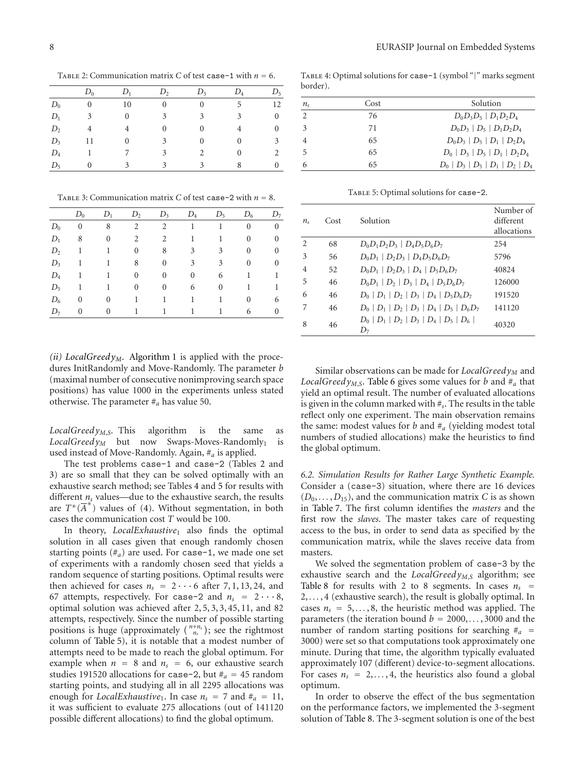Table 2: Communication matrix $C$ of test case-1 with $n = 6$.

| | $D_0$ | $D_1$ | $D_2$ | $D_3$ | $D_4$ | $D_5$ |
|---|---|---|---|---|---|---|
| $D_0$ | 0 | 10 | 0 | 0 | 5 | 12 |
| $D_1$ | 3 | 0 | 3 | 3 | 3 | 0 |
| $D_2$ | 4 | 4 | 0 | 0 | 4 | 0 |
| $D_3$ | 11 | 0 | 3 | 0 | 0 | 3 |
| $D_4$ | 1 | 7 | 3 | 2 | 0 | 2 |
| $D_5$ | 0 | 3 | 3 | 3 | 8 | 0 |

Table 3: Communication matrix $C$ of test case-2 with $n = 8$.

| | $D_0$ | $D_1$ | $D_2$ | $D_3$ | $D_4$ | $D_5$ | $D_6$ | $D_7$ |
|---|---|---|---|---|---|---|---|---|
| $D_0$ | 0 | 8 | 2 | 2 | 1 | 1 | 0 | 0 |
| $D_1$ | 8 | 0 | 2 | 2 | 1 | 1 | 0 | 0 |
| $D_2$ | 1 | 1 | 0 | 8 | 3 | 3 | 0 | 0 |
| $D_3$ | 1 | 1 | 8 | 0 | 3 | 3 | 0 | 0 |
| $D_4$ | 1 | 1 | 0 | 0 | 0 | 6 | 1 | 1 |
| $D_5$ | 1 | 1 | 0 | 0 | 6 | 0 | 1 | 1 |
| $D_6$ | 0 | 0 | 1 | 1 | 1 | 1 | 0 | 6 |
| $D_7$ | 0 | 0 | 1 | 1 | 1 | 1 | 6 | 0 |

*(ii) LocalGreedy$_M$.* Algorithm 1 is applied with the procedures InitRandomly and Move-Randomly. The parameter $b$ (maximal number of consecutive nonimproving search space positions) has value 1000 in the experiments unless stated otherwise. The parameter $\#_a$ has value 50.

*LocalGreedy$_{M,S}$.* This algorithm is the same as *LocalGreedy$_M$* but now Swaps-Moves-Randomly$_1$ is used instead of Move-Randomly. Again, $\#_a$ is applied.

The test problems case-1 and case-2 (Tables 2 and 3) are so small that they can be solved optimally with an exhaustive search method; see Tables 4 and 5 for results with different $n_s$ values—due to the exhaustive search, the results are $T^*(\overline{A}^*)$ values of (4). Without segmentation, in both cases the communication cost $T$ would be 100.

In theory, *LocalExhaustive*$_1$ also finds the optimal solution in all cases given that enough randomly chosen starting points ($\#_a$) are used. For case-1, we made one set of experiments with a randomly chosen seed that yields a random sequence of starting positions. Optimal results were then achieved for cases $n_s = 2 \cdots 6$ after 7, 1, 13, 24, and 67 attempts, respectively. For case-2 and $n_s = 2 \cdots 8$, optimal solution was achieved after 2, 5, 3, 3, 45, 11, and 82 attempts, respectively. Since the number of possible starting positions is huge (approximately $\binom{n+n_s}{n_s}$); see the rightmost column of Table 5), it is notable that a modest number of attempts need to be made to reach the global optimum. For example when $n = 8$ and $n_s = 6$, our exhaustive search studies 191520 allocations for case-2, but $\#_a = 45$ random starting points, and studying all in all 2295 allocations was enough for *LocalExhaustive*$_1$. In case $n_s = 7$ and $\#_a = 11$, it was sufficient to evaluate 275 allocations (out of 141120 possible different allocations) to find the global optimum.

Table 4: Optimal solutions for case-1 (symbol "|" marks segment border).

| $n_s$ | Cost | Solution |
|---|---|---|
| 2 | 76 | $D_0D_3D_5 \mid D_1D_2D_4$ |
| 3 | 71 | $D_0D_3 \mid D_5 \mid D_1D_2D_4$ |
| 4 | 65 | $D_0D_3 \mid D_5 \mid D_1 \mid D_2D_4$ |
| 5 | 65 | $D_0 \mid D_3 \mid D_5 \mid D_1 \mid D_2D_4$ |
| 6 | 65 | $D_0 \mid D_3 \mid D_5 \mid D_1 \mid D_2 \mid D_4$ |

Table 5: Optimal solutions for case-2.

| $n_s$ | Cost | Solution | Number of different allocations |
|---|---|---|---|
| 2 | 68 | $D_0D_1D_2D_3 \mid D_4D_5D_6D_7$ | 254 |
| 3 | 56 | $D_0D_1 \mid D_2D_3 \mid D_4D_5D_6D_7$ | 5796 |
| 4 | 52 | $D_0D_1 \mid D_2D_3 \mid D_4 \mid D_5D_6D_7$ | 40824 |
| 5 | 46 | $D_0D_1 \mid D_2 \mid D_3 \mid D_4 \mid D_5D_6D_7$ | 126000 |
| 6 | 46 | $D_0 \mid D_1 \mid D_2 \mid D_3 \mid D_4 \mid D_5D_6D_7$ | 191520 |
| 7 | 46 | $D_0 \mid D_1 \mid D_2 \mid D_3 \mid D_4 \mid D_5 \mid D_6D_7$ | 141120 |
| 8 | 46 | $D_0 \mid D_1 \mid D_2 \mid D_3 \mid D_4 \mid D_5 \mid D_6 \mid D_7$ | 40320 |

Similar observations can be made for *LocalGreedy$_M$* and *LocalGreedy$_{M,S}$*. Table 6 gives some values for $b$ and $\#_a$ that yield an optimal result. The number of evaluated allocations is given in the column marked with $\#_s$. The results in the table reflect only one experiment. The main observation remains the same: modest values for $b$ and $\#_a$ (yielding modest total numbers of studied allocations) make the heuristics to find the global optimum.

### 6.2. Simulation Results for Rather Large Synthetic Example.

Consider a (case-3) situation, where there are 16 devices $(D_0, \ldots, D_{15})$, and the communication matrix $C$ is as shown in Table 7. The first column identifies the *masters* and the first row the *slaves*. The master takes care of requesting access to the bus, in order to send data as specified by the communication matrix, while the slaves receive data from masters.

We solved the segmentation problem of case-3 by the exhaustive search and the *LocalGreedy$_{M,S}$* algorithm; see Table 8 for results with 2 to 8 segments. In cases $n_s = 2, \ldots, 4$ (exhaustive search), the result is globally optimal. In cases $n_s = 5, \ldots, 8$, the heuristic method was applied. The parameters (the iteration bound $b = 2000, \ldots, 3000$ and the number of random starting positions for searching $\#_a = 3000$) were set so that computations took approximately one minute. During that time, the algorithm typically evaluated approximately 107 (different) device-to-segment allocations. For cases $n_s = 2, \ldots, 4$, the heuristics also found a global optimum.

In order to observe the effect of the bus segmentation on the performance factors, we implemented the 3-segment solution of Table 8. The 3-segment solution is one of the best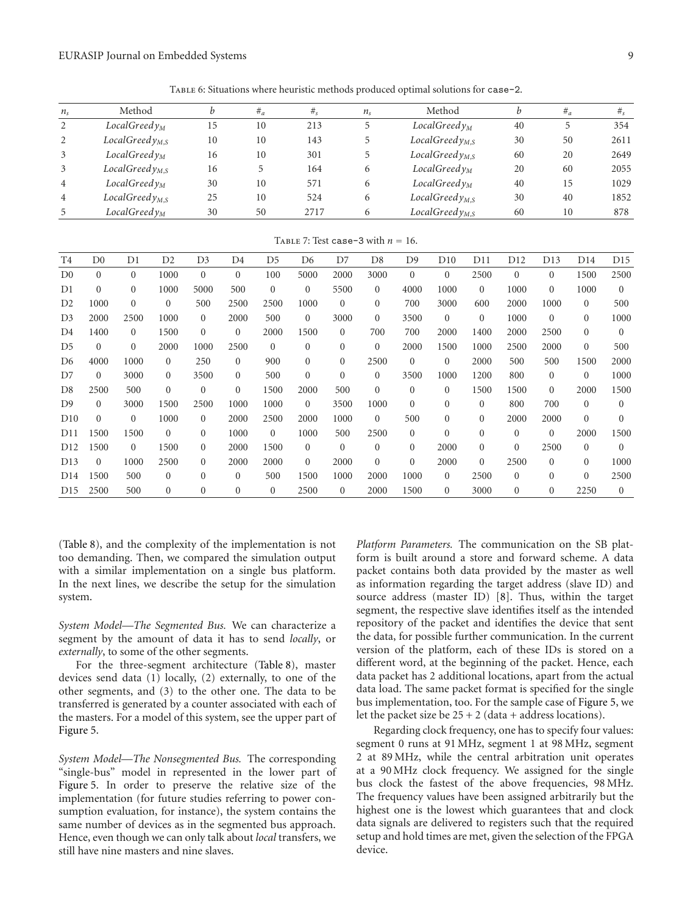Table 6: Situations where heuristic methods produced optimal solutions for case-2.

| $n_s$ | Method | $b$ | $\#_a$ | $\#_s$ | $n_s$ | Method | $b$ | $\#_a$ | $\#_s$ |
|---|---|---|---|---|---|---|---|---|---|
| 2 | $LocalGreedy_M$ | 15 | 10 | 213 | 5 | $LocalGreedy_M$ | 40 | 5 | 354 |
| 2 | $LocalGreedy_{M,S}$ | 10 | 10 | 143 | 5 | $LocalGreedy_{M,S}$ | 30 | 50 | 2611 |
| 3 | $LocalGreedy_M$ | 16 | 10 | 301 | 5 | $LocalGreedy_{M,S}$ | 60 | 20 | 2649 |
| 3 | $LocalGreedy_{M,S}$ | 16 | 5 | 164 | 6 | $LocalGreedy_M$ | 20 | 60 | 2055 |
| 4 | $LocalGreedy_M$ | 30 | 10 | 571 | 6 | $LocalGreedy_M$ | 40 | 15 | 1029 |
| 4 | $LocalGreedy_{M,S}$ | 25 | 10 | 524 | 6 | $LocalGreedy_{M,S}$ | 30 | 40 | 1852 |
| 5 | $LocalGreedy_M$ | 30 | 50 | 2717 | 6 | $LocalGreedy_{M,S}$ | 60 | 10 | 878 |

Table 7: Test case-3 with $n = 16$.

| T4 | D0 | D1 | D2 | D3 | D4 | D5 | D6 | D7 | D8 | D9 | D10 | D11 | D12 | D13 | D14 | D15 |
|---|---|---|---|---|---|---|---|---|---|---|---|---|---|---|---|---|
| D0 | 0 | 0 | 1000 | 0 | 0 | 100 | 5000 | 2000 | 3000 | 0 | 0 | 2500 | 0 | 0 | 1500 | 2500 |
| D1 | 0 | 0 | 1000 | 5000 | 500 | 0 | 0 | 5500 | 0 | 4000 | 1000 | 0 | 1000 | 0 | 1000 | 0 |
| D2 | 1000 | 0 | 0 | 500 | 2500 | 2500 | 1000 | 0 | 0 | 700 | 3000 | 600 | 2000 | 1000 | 0 | 500 |
| D3 | 2000 | 2500 | 1000 | 0 | 2000 | 500 | 0 | 3000 | 0 | 3500 | 0 | 0 | 1000 | 0 | 0 | 1000 |
| D4 | 1400 | 0 | 1500 | 0 | 0 | 2000 | 1500 | 0 | 700 | 700 | 2000 | 1400 | 2000 | 2500 | 0 | 0 |
| D5 | 0 | 0 | 2000 | 1000 | 2500 | 0 | 0 | 0 | 0 | 2000 | 1500 | 1000 | 2500 | 2000 | 0 | 500 |
| D6 | 4000 | 1000 | 0 | 250 | 0 | 900 | 0 | 0 | 2500 | 0 | 0 | 2000 | 500 | 500 | 1500 | 2000 |
| D7 | 0 | 3000 | 0 | 3500 | 0 | 500 | 0 | 0 | 0 | 3500 | 1000 | 1200 | 800 | 0 | 0 | 1000 |
| D8 | 2500 | 500 | 0 | 0 | 0 | 1500 | 2000 | 500 | 0 | 0 | 0 | 1500 | 1500 | 0 | 2000 | 1500 |
| D9 | 0 | 3000 | 1500 | 2500 | 1000 | 1000 | 0 | 3500 | 1000 | 0 | 0 | 0 | 800 | 700 | 0 | 0 |
| D10 | 0 | 0 | 1000 | 0 | 2000 | 2500 | 2000 | 1000 | 0 | 500 | 0 | 0 | 2000 | 2000 | 0 | 0 |
| D11 | 1500 | 1500 | 0 | 0 | 1000 | 0 | 1000 | 500 | 2500 | 0 | 0 | 0 | 0 | 0 | 2000 | 1500 |
| D12 | 1500 | 0 | 1500 | 0 | 2000 | 1500 | 0 | 0 | 0 | 0 | 2000 | 0 | 0 | 2500 | 0 | 0 |
| D13 | 0 | 1000 | 2500 | 0 | 2000 | 2000 | 0 | 2000 | 0 | 0 | 2000 | 0 | 2500 | 0 | 0 | 1000 |
| D14 | 1500 | 500 | 0 | 0 | 0 | 500 | 1500 | 1000 | 2000 | 1000 | 0 | 2500 | 0 | 0 | 0 | 2500 |
| D15 | 2500 | 500 | 0 | 0 | 0 | 0 | 2500 | 0 | 2000 | 1500 | 0 | 3000 | 0 | 0 | 2250 | 0 |

(Table 8), and the complexity of the implementation is not too demanding. Then, we compared the simulation output with a similar implementation on a single bus platform. In the next lines, we describe the setup for the simulation system.

*System Model—The Segmented Bus.* We can characterize a segment by the amount of data it has to send *locally*, or *externally*, to some of the other segments.

For the three-segment architecture (Table 8), master devices send data (1) locally, (2) externally, to one of the other segments, and (3) to the other one. The data to be transferred is generated by a counter associated with each of the masters. For a model of this system, see the upper part of Figure 5.

*System Model—The Nonsegmented Bus.* The corresponding "single-bus" model in represented in the lower part of Figure 5. In order to preserve the relative size of the implementation (for future studies referring to power consumption evaluation, for instance), the system contains the same number of devices as in the segmented bus approach. Hence, even though we can only talk about *local* transfers, we still have nine masters and nine slaves.

*Platform Parameters.* The communication on the SB platform is built around a store and forward scheme. A data packet contains both data provided by the master as well as information regarding the target address (slave ID) and source address (master ID) [8]. Thus, within the target segment, the respective slave identifies itself as the intended repository of the packet and identifies the device that sent the data, for possible further communication. In the current version of the platform, each of these IDs is stored on a different word, at the beginning of the packet. Hence, each data packet has 2 additional locations, apart from the actual data load. The same packet format is specified for the single bus implementation, too. For the sample case of Figure 5, we let the packet size be 25 + 2 (data + address locations).

Regarding clock frequency, one has to specify four values: segment 0 runs at 91 MHz, segment 1 at 98 MHz, segment 2 at 89 MHz, while the central arbitration unit operates at a 90 MHz clock frequency. We assigned for the single bus clock the fastest of the above frequencies, 98 MHz. The frequency values have been assigned arbitrarily but the highest one is the lowest which guarantees that and clock data signals are delivered to registers such that the required setup and hold times are met, given the selection of the FPGA device.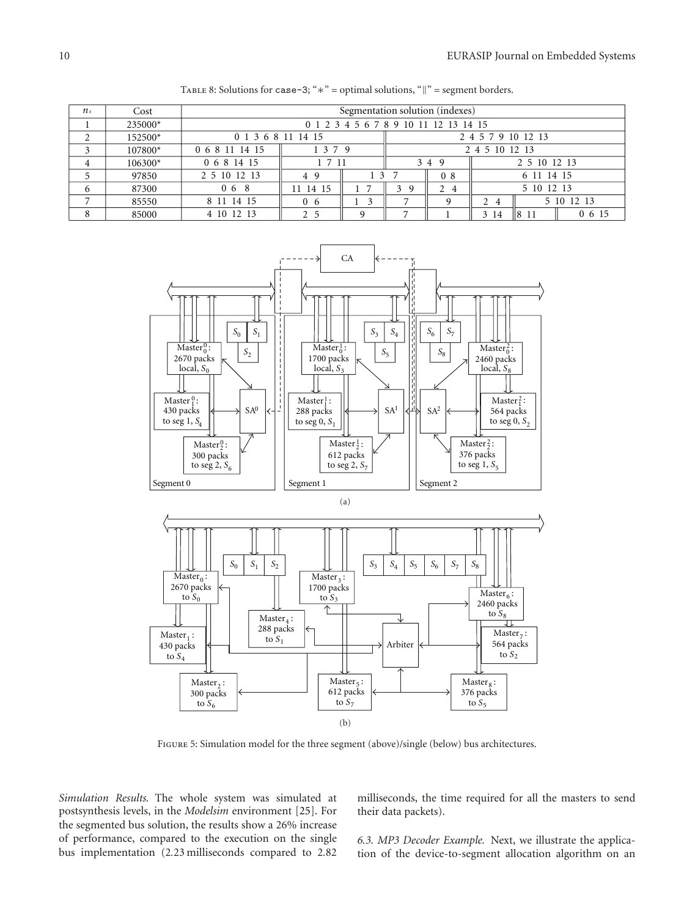Table 8: Solutions for `case-3`; "∗" = optimal solutions, "‖" = segment borders.

| $n_s$ | Cost | Segmentation solution (indexes) | | | | | | | |
|---|---|---|---|---|---|---|---|---|---|
| 1 | 235000* | 0 1 2 3 4 5 6 7 8 9 10 11 12 13 14 15 | | | | | | | |
| 2 | 152500* | 0 1 3 6 8 11 14 15 | 2 4 5 7 9 10 12 13 | | | | | | |
| 3 | 107800* | 0 6 8 11 14 15 | 1 3 7 9 | 2 4 5 10 12 13 | | | | | |
| 4 | 106300* | 0 6 8 14 15 | 1 7 11 | 3 4 9 | 2 5 10 12 13 | | | | |
| 5 | 97850 | 2 5 10 12 13 | 4 9 | 1 3 7 | 0 8 | 6 11 14 15 | | | |
| 6 | 87300 | 0 6 8 | 11 14 15 | 1 7 | 3 9 | 2 4 | 5 10 12 13 | | |
| 7 | 85550 | 8 11 14 15 | 0 6 | 1 3 | 7 | 9 | 2 4 | 5 10 12 13 | |
| 8 | 85000 | 4 10 12 13 | 2 5 | 9 | 7 | 1 | 3 14 | 8 11 | 0 6 15 |

Figure 5: Simulation model for the three segment (above)/single (below) bus architectures.

*Simulation Results.* The whole system was simulated at postsynthesis levels, in the *Modelsim* environment [25]. For the segmented bus solution, the results show a 26% increase of performance, compared to the execution on the single bus implementation (2.23 milliseconds compared to 2.82 milliseconds, the time required for all the masters to send their data packets).

*6.3. MP3 Decoder Example.* Next, we illustrate the application of the device-to-segment allocation algorithm on an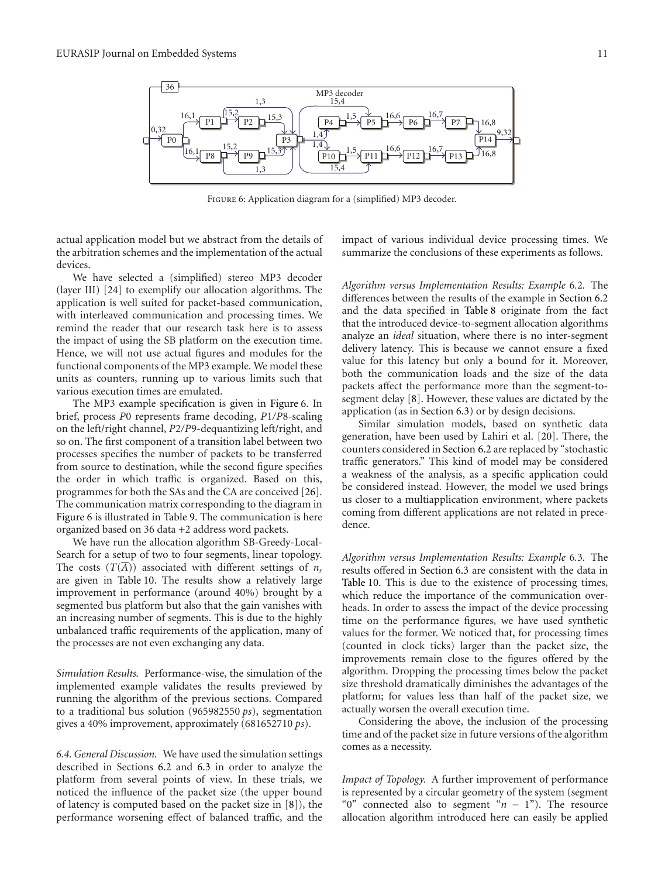Figure 6: Application diagram for a (simplified) MP3 decoder.

actual application model but we abstract from the details of the arbitration schemes and the implementation of the actual devices.

We have selected a (simplified) stereo MP3 decoder (layer III) [24] to exemplify our allocation algorithms. The application is well suited for packet-based communication, with interleaved communication and processing times. We remind the reader that our research task here is to assess the impact of using the SB platform on the execution time. Hence, we will not use actual figures and modules for the functional components of the MP3 example. We model these units as counters, running up to various limits such that various execution times are emulated.

The MP3 example specification is given in Figure 6. In brief, process $P0$ represents frame decoding, $P1/P8$-scaling on the left/right channel, $P2/P9$-dequantizing left/right, and so on. The first component of a transition label between two processes specifies the number of packets to be transferred from source to destination, while the second figure specifies the order in which traffic is organized. Based on this, programmes for both the SAs and the CA are conceived [26]. The communication matrix corresponding to the diagram in Figure 6 is illustrated in Table 9. The communication is here organized based on 36 data +2 address word packets.

We have run the allocation algorithm SB-Greedy-Local-Search for a setup of two to four segments, linear topology. The costs ($T(\overline{A})$) associated with different settings of $n_s$ are given in Table 10. The results show a relatively large improvement in performance (around 40%) brought by a segmented bus platform but also that the gain vanishes with an increasing number of segments. This is due to the highly unbalanced traffic requirements of the application, many of the processes are not even exchanging any data.

*Simulation Results.* Performance-wise, the simulation of the implemented example validates the results previewed by running the algorithm of the previous sections. Compared to a traditional bus solution (965982550 *ps*), segmentation gives a 40% improvement, approximately (681652710 *ps*).

*6.4. General Discussion.* We have used the simulation settings described in Sections 6.2 and 6.3 in order to analyze the platform from several points of view. In these trials, we noticed the influence of the packet size (the upper bound of latency is computed based on the packet size in [8]), the performance worsening effect of balanced traffic, and the impact of various individual device processing times. We summarize the conclusions of these experiments as follows.

*Algorithm versus Implementation Results: Example 6.2.* The differences between the results of the example in Section 6.2 and the data specified in Table 8 originate from the fact that the introduced device-to-segment allocation algorithms analyze an *ideal* situation, where there is no inter-segment delivery latency. This is because we cannot ensure a fixed value for this latency but only a bound for it. Moreover, both the communication loads and the size of the data packets affect the performance more than the segment-to-segment delay [8]. However, these values are dictated by the application (as in Section 6.3) or by design decisions.

Similar simulation models, based on synthetic data generation, have been used by Lahiri et al. [20]. There, the counters considered in Section 6.2 are replaced by "stochastic traffic generators." This kind of model may be considered a weakness of the analysis, as a specific application could be considered instead. However, the model we used brings us closer to a multiapplication environment, where packets coming from different applications are not related in precedence.

*Algorithm versus Implementation Results: Example 6.3.* The results offered in Section 6.3 are consistent with the data in Table 10. This is due to the existence of processing times, which reduce the importance of the communication overheads. In order to assess the impact of the device processing time on the performance figures, we have used synthetic values for the former. We noticed that, for processing times (counted in clock ticks) larger than the packet size, the improvements remain close to the figures offered by the algorithm. Dropping the processing times below the packet size threshold dramatically diminishes the advantages of the platform; for values less than half of the packet size, we actually worsen the overall execution time.

Considering the above, the inclusion of the processing time and of the packet size in future versions of the algorithm comes as a necessity.

*Impact of Topology.* A further improvement of performance is represented by a circular geometry of the system (segment "0" connected also to segment "$n-1$"). The resource allocation algorithm introduced here can easily be applied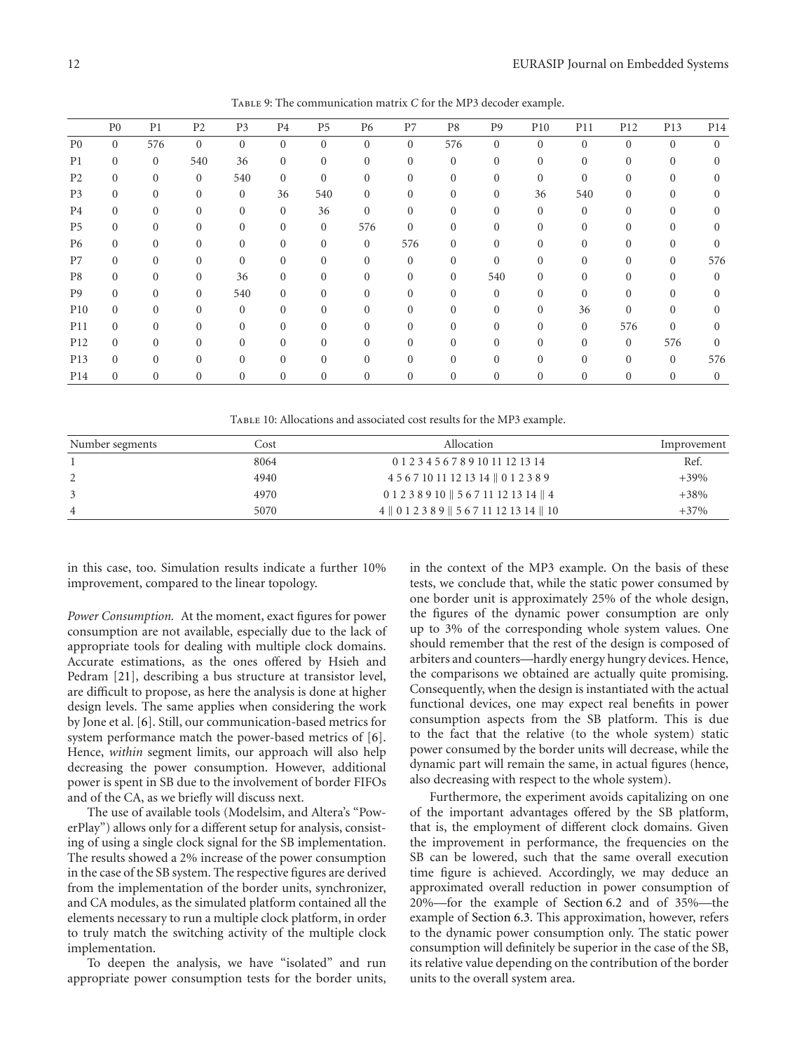Table 9: The communication matrix $C$ for the MP3 decoder example.

| | P0 | P1 | P2 | P3 | P4 | P5 | P6 | P7 | P8 | P9 | P10 | P11 | P12 | P13 | P14 |
|---|---|---|---|---|---|---|---|---|---|---|---|---|---|---|---|
| P0 | 0 | 576 | 0 | 0 | 0 | 0 | 0 | 0 | 576 | 0 | 0 | 0 | 0 | 0 | 0 |
| P1 | 0 | 0 | 540 | 36 | 0 | 0 | 0 | 0 | 0 | 0 | 0 | 0 | 0 | 0 | 0 |
| P2 | 0 | 0 | 0 | 540 | 0 | 0 | 0 | 0 | 0 | 0 | 0 | 0 | 0 | 0 | 0 |
| P3 | 0 | 0 | 0 | 0 | 36 | 540 | 0 | 0 | 0 | 0 | 36 | 540 | 0 | 0 | 0 |
| P4 | 0 | 0 | 0 | 0 | 0 | 36 | 0 | 0 | 0 | 0 | 0 | 0 | 0 | 0 | 0 |
| P5 | 0 | 0 | 0 | 0 | 0 | 0 | 576 | 0 | 0 | 0 | 0 | 0 | 0 | 0 | 0 |
| P6 | 0 | 0 | 0 | 0 | 0 | 0 | 0 | 576 | 0 | 0 | 0 | 0 | 0 | 0 | 0 |
| P7 | 0 | 0 | 0 | 0 | 0 | 0 | 0 | 0 | 0 | 0 | 0 | 0 | 0 | 0 | 576 |
| P8 | 0 | 0 | 0 | 36 | 0 | 0 | 0 | 0 | 0 | 540 | 0 | 0 | 0 | 0 | 0 |
| P9 | 0 | 0 | 0 | 540 | 0 | 0 | 0 | 0 | 0 | 0 | 0 | 0 | 0 | 0 | 0 |
| P10 | 0 | 0 | 0 | 0 | 0 | 0 | 0 | 0 | 0 | 0 | 0 | 36 | 0 | 0 | 0 |
| P11 | 0 | 0 | 0 | 0 | 0 | 0 | 0 | 0 | 0 | 0 | 0 | 0 | 576 | 0 | 0 |
| P12 | 0 | 0 | 0 | 0 | 0 | 0 | 0 | 0 | 0 | 0 | 0 | 0 | 0 | 576 | 0 |
| P13 | 0 | 0 | 0 | 0 | 0 | 0 | 0 | 0 | 0 | 0 | 0 | 0 | 0 | 0 | 576 |
| P14 | 0 | 0 | 0 | 0 | 0 | 0 | 0 | 0 | 0 | 0 | 0 | 0 | 0 | 0 | 0 |

Table 10: Allocations and associated cost results for the MP3 example.

| Number segments | Cost | Allocation | Improvement |
|---|---|---|---|
| 1 | 8064 | 0 1 2 3 4 5 6 7 8 9 10 11 12 13 14 | Ref. |
| 2 | 4940 | 4 5 6 7 10 11 12 13 14 ‖ 0 1 2 3 8 9 | +39% |
| 3 | 4970 | 0 1 2 3 8 9 10 ‖ 5 6 7 11 12 13 14 ‖ 4 | +38% |
| 4 | 5070 | 4 ‖ 0 1 2 3 8 9 ‖ 5 6 7 11 12 13 14 ‖ 10 | +37% |

in this case, too. Simulation results indicate a further 10% improvement, compared to the linear topology.

*Power Consumption.* At the moment, exact figures for power consumption are not available, especially due to the lack of appropriate tools for dealing with multiple clock domains. Accurate estimations, as the ones offered by Hsieh and Pedram [21], describing a bus structure at transistor level, are difficult to propose, as here the analysis is done at higher design levels. The same applies when considering the work by Jone et al. [6]. Still, our communication-based metrics for system performance match the power-based metrics of [6]. Hence, *within* segment limits, our approach will also help decreasing the power consumption. However, additional power is spent in SB due to the involvement of border FIFOs and of the CA, as we briefly will discuss next.

The use of available tools (Modelsim, and Altera's "PowerPlay") allows only for a different setup for analysis, consisting of using a single clock signal for the SB implementation. The results showed a 2% increase of the power consumption in the case of the SB system. The respective figures are derived from the implementation of the border units, synchronizer, and CA modules, as the simulated platform contained all the elements necessary to run a multiple clock platform, in order to truly match the switching activity of the multiple clock implementation.

To deepen the analysis, we have "isolated" and run appropriate power consumption tests for the border units, in the context of the MP3 example. On the basis of these tests, we conclude that, while the static power consumed by one border unit is approximately 25% of the whole design, the figures of the dynamic power consumption are only up to 3% of the corresponding whole system values. One should remember that the rest of the design is composed of arbiters and counters—hardly energy hungry devices. Hence, the comparisons we obtained are actually quite promising. Consequently, when the design is instantiated with the actual functional devices, one may expect real benefits in power consumption aspects from the SB platform. This is due to the fact that the relative (to the whole system) static power consumed by the border units will decrease, while the dynamic part will remain the same, in actual figures (hence, also decreasing with respect to the whole system).

Furthermore, the experiment avoids capitalizing on one of the important advantages offered by the SB platform, that is, the employment of different clock domains. Given the improvement in performance, the frequencies on the SB can be lowered, such that the same overall execution time figure is achieved. Accordingly, we may deduce an approximated overall reduction in power consumption of 20%—for the example of Section 6.2 and of 35%—the example of Section 6.3. This approximation, however, refers to the dynamic power consumption only. The static power consumption will definitely be superior in the case of the SB, its relative value depending on the contribution of the border units to the overall system area.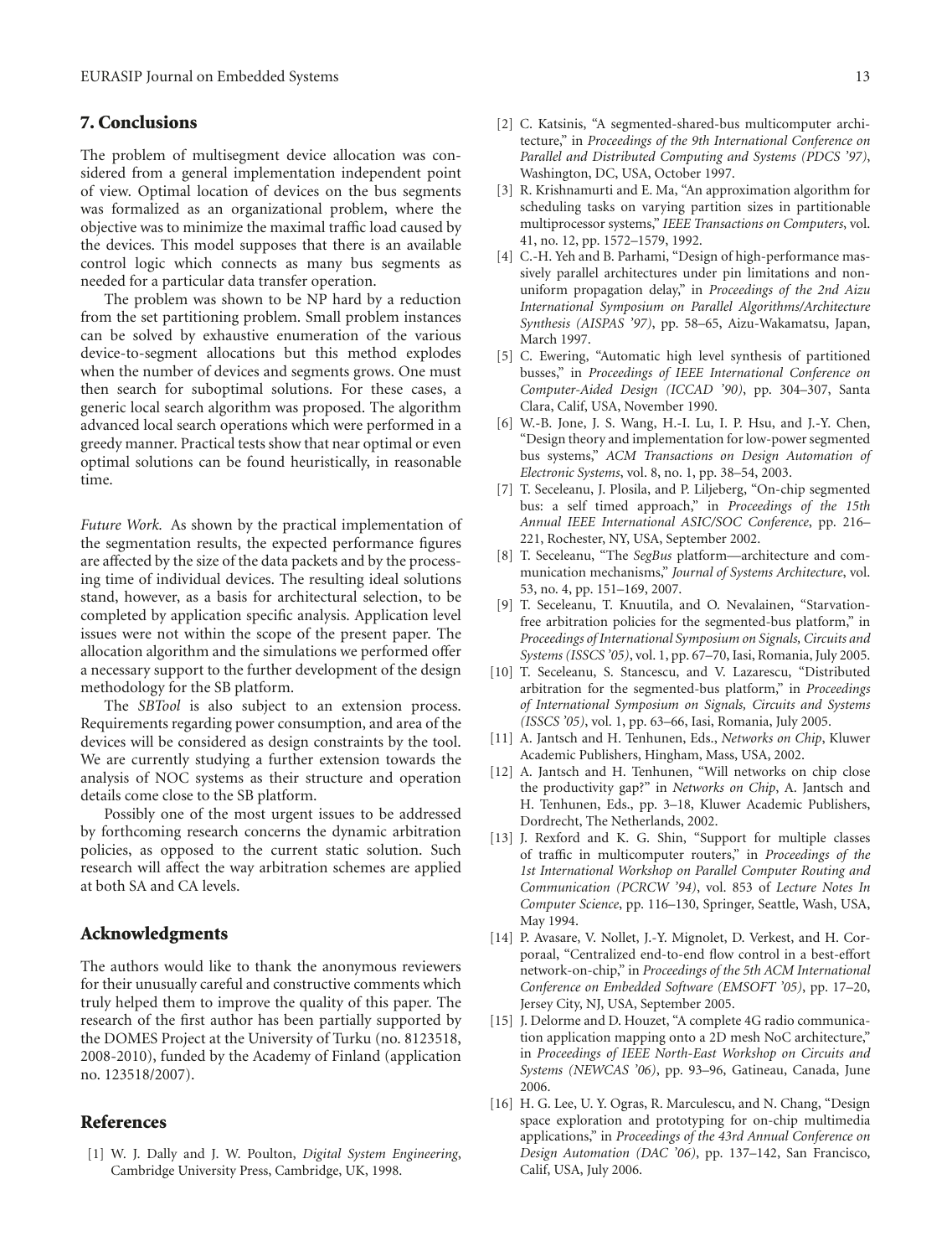## 7. Conclusions

The problem of multisegment device allocation was considered from a general implementation independent point of view. Optimal location of devices on the bus segments was formalized as an organizational problem, where the objective was to minimize the maximal traffic load caused by the devices. This model supposes that there is an available control logic which connects as many bus segments as needed for a particular data transfer operation.

The problem was shown to be NP hard by a reduction from the set partitioning problem. Small problem instances can be solved by exhaustive enumeration of the various device-to-segment allocations but this method explodes when the number of devices and segments grows. One must then search for suboptimal solutions. For these cases, a generic local search algorithm was proposed. The algorithm advanced local search operations which were performed in a greedy manner. Practical tests show that near optimal or even optimal solutions can be found heuristically, in reasonable time.

*Future Work.* As shown by the practical implementation of the segmentation results, the expected performance figures are affected by the size of the data packets and by the processing time of individual devices. The resulting ideal solutions stand, however, as a basis for architectural selection, to be completed by application specific analysis. Application level issues were not within the scope of the present paper. The allocation algorithm and the simulations we performed offer a necessary support to the further development of the design methodology for the SB platform.

The *SBTool* is also subject to an extension process. Requirements regarding power consumption, and area of the devices will be considered as design constraints by the tool. We are currently studying a further extension towards the analysis of NOC systems as their structure and operation details come close to the SB platform.

Possibly one of the most urgent issues to be addressed by forthcoming research concerns the dynamic arbitration policies, as opposed to the current static solution. Such research will affect the way arbitration schemes are applied at both SA and CA levels.

## Acknowledgments

The authors would like to thank the anonymous reviewers for their unusually careful and constructive comments which truly helped them to improve the quality of this paper. The research of the first author has been partially supported by the DOMES Project at the University of Turku (no. 8123518, 2008-2010), funded by the Academy of Finland (application no. 123518/2007).

## References

[1] W. J. Dally and J. W. Poulton, *Digital System Engineering*, Cambridge University Press, Cambridge, UK, 1998.

[2] C. Katsinis, "A segmented-shared-bus multicomputer architecture," in *Proceedings of the 9th International Conference on Parallel and Distributed Computing and Systems (PDCS '97)*, Washington, DC, USA, October 1997.

[3] R. Krishnamurti and E. Ma, "An approximation algorithm for scheduling tasks on varying partition sizes in partitionable multiprocessor systems," *IEEE Transactions on Computers*, vol. 41, no. 12, pp. 1572–1579, 1992.

[4] C.-H. Yeh and B. Parhami, "Design of high-performance massively parallel architectures under pin limitations and nonuniform propagation delay," in *Proceedings of the 2nd Aizu International Symposium on Parallel Algorithms/Architecture Synthesis (AISPAS '97)*, pp. 58–65, Aizu-Wakamatsu, Japan, March 1997.

[5] C. Ewering, "Automatic high level synthesis of partitioned busses," in *Proceedings of IEEE International Conference on Computer-Aided Design (ICCAD '90)*, pp. 304–307, Santa Clara, Calif, USA, November 1990.

[6] W.-B. Jone, J. S. Wang, H.-I. Lu, I. P. Hsu, and J.-Y. Chen, "Design theory and implementation for low-power segmented bus systems," *ACM Transactions on Design Automation of Electronic Systems*, vol. 8, no. 1, pp. 38–54, 2003.

[7] T. Seceleanu, J. Plosila, and P. Liljeberg, "On-chip segmented bus: a self timed approach," in *Proceedings of the 15th Annual IEEE International ASIC/SOC Conference*, pp. 216–221, Rochester, NY, USA, September 2002.

[8] T. Seceleanu, "The *SegBus* platform—architecture and communication mechanisms," *Journal of Systems Architecture*, vol. 53, no. 4, pp. 151–169, 2007.

[9] T. Seceleanu, T. Knuutila, and O. Nevalainen, "Starvation-free arbitration policies for the segmented-bus platform," in *Proceedings of International Symposium on Signals, Circuits and Systems (ISSCS '05)*, vol. 1, pp. 67–70, Iasi, Romania, July 2005.

[10] T. Seceleanu, S. Stancescu, and V. Lazarescu, "Distributed arbitration for the segmented-bus platform," in *Proceedings of International Symposium on Signals, Circuits and Systems (ISSCS '05)*, vol. 1, pp. 63–66, Iasi, Romania, July 2005.

[11] A. Jantsch and H. Tenhunen, Eds., *Networks on Chip*, Kluwer Academic Publishers, Hingham, Mass, USA, 2002.

[12] A. Jantsch and H. Tenhunen, "Will networks on chip close the productivity gap?" in *Networks on Chip*, A. Jantsch and H. Tenhunen, Eds., pp. 3–18, Kluwer Academic Publishers, Dordrecht, The Netherlands, 2002.

[13] J. Rexford and K. G. Shin, "Support for multiple classes of traffic in multicomputer routers," in *Proceedings of the 1st International Workshop on Parallel Computer Routing and Communication (PCRCW '94)*, vol. 853 of *Lecture Notes In Computer Science*, pp. 116–130, Springer, Seattle, Wash, USA, May 1994.

[14] P. Avasare, V. Nollet, J.-Y. Mignolet, D. Verkest, and H. Corporaal, "Centralized end-to-end flow control in a best-effort network-on-chip," in *Proceedings of the 5th ACM International Conference on Embedded Software (EMSOFT '05)*, pp. 17–20, Jersey City, NJ, USA, September 2005.

[15] J. Delorme and D. Houzet, "A complete 4G radio communication application mapping onto a 2D mesh NoC architecture," in *Proceedings of IEEE North-East Workshop on Circuits and Systems (NEWCAS '06)*, pp. 93–96, Gatineau, Canada, June 2006.

[16] H. G. Lee, U. Y. Ogras, R. Marculescu, and N. Chang, "Design space exploration and prototyping for on-chip multimedia applications," in *Proceedings of the 43rd Annual Conference on Design Automation (DAC '06)*, pp. 137–142, San Francisco, Calif, USA, July 2006.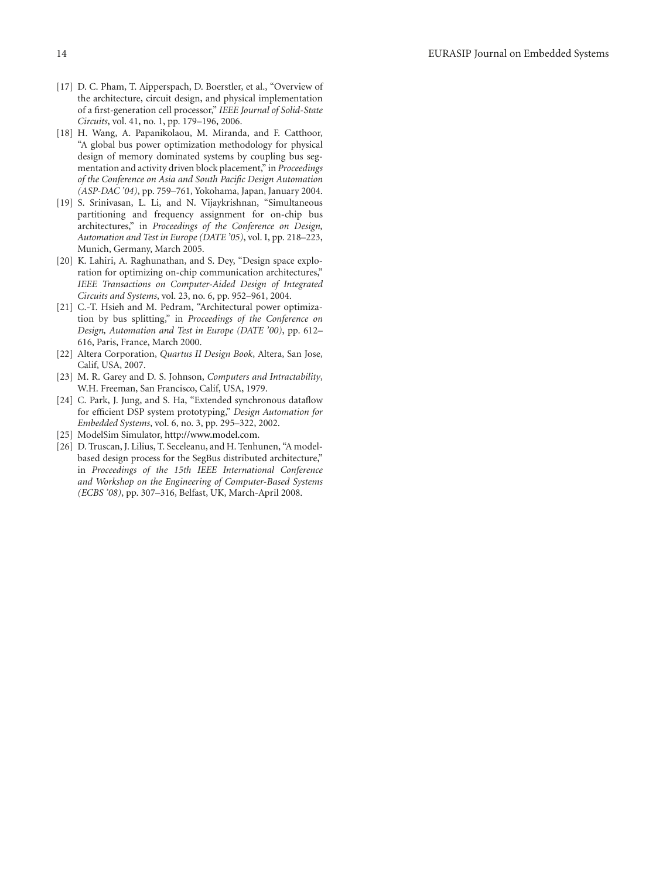[17] D. C. Pham, T. Aipperspach, D. Boerstler, et al., "Overview of the architecture, circuit design, and physical implementation of a first-generation cell processor," *IEEE Journal of Solid-State Circuits*, vol. 41, no. 1, pp. 179–196, 2006.

[18] H. Wang, A. Papanikolaou, M. Miranda, and F. Catthoor, "A global bus power optimization methodology for physical design of memory dominated systems by coupling bus segmentation and activity driven block placement," in *Proceedings of the Conference on Asia and South Pacific Design Automation (ASP-DAC '04)*, pp. 759–761, Yokohama, Japan, January 2004.

[19] S. Srinivasan, L. Li, and N. Vijaykrishnan, "Simultaneous partitioning and frequency assignment for on-chip bus architectures," in *Proceedings of the Conference on Design, Automation and Test in Europe (DATE '05)*, vol. I, pp. 218–223, Munich, Germany, March 2005.

[20] K. Lahiri, A. Raghunathan, and S. Dey, "Design space exploration for optimizing on-chip communication architectures," *IEEE Transactions on Computer-Aided Design of Integrated Circuits and Systems*, vol. 23, no. 6, pp. 952–961, 2004.

[21] C.-T. Hsieh and M. Pedram, "Architectural power optimization by bus splitting," in *Proceedings of the Conference on Design, Automation and Test in Europe (DATE '00)*, pp. 612–616, Paris, France, March 2000.

[22] Altera Corporation, *Quartus II Design Book*, Altera, San Jose, Calif, USA, 2007.

[23] M. R. Garey and D. S. Johnson, *Computers and Intractability*, W.H. Freeman, San Francisco, Calif, USA, 1979.

[24] C. Park, J. Jung, and S. Ha, "Extended synchronous dataflow for efficient DSP system prototyping," *Design Automation for Embedded Systems*, vol. 6, no. 3, pp. 295–322, 2002.

[25] ModelSim Simulator, http://www.model.com.

[26] D. Truscan, J. Lilius, T. Seceleanu, and H. Tenhunen, "A model-based design process for the SegBus distributed architecture," in *Proceedings of the 15th IEEE International Conference and Workshop on the Engineering of Computer-Based Systems (ECBS '08)*, pp. 307–316, Belfast, UK, March-April 2008.